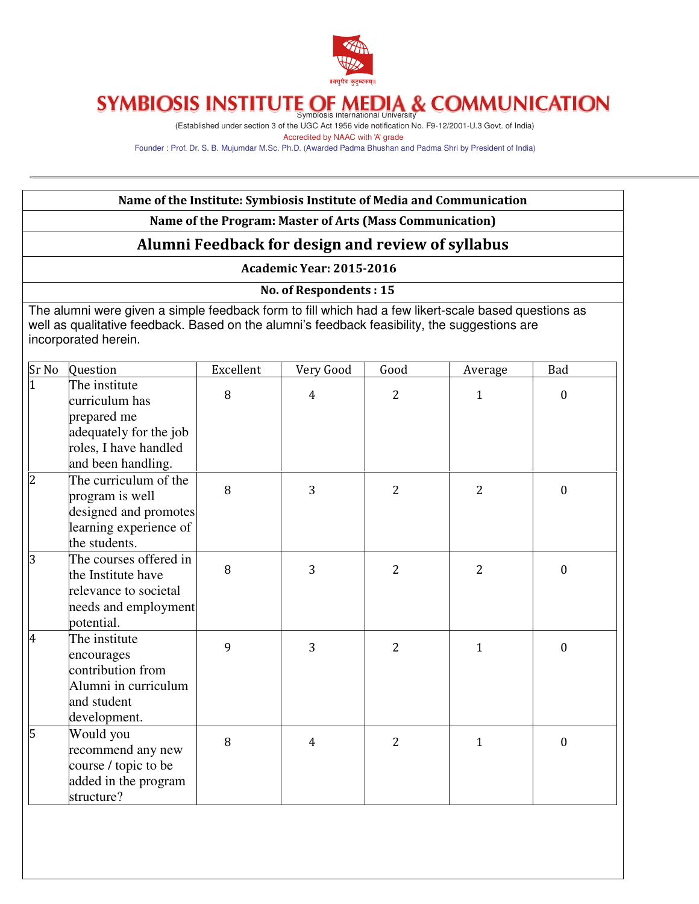# SYMBIOSIS INSTITUTE OF MEDIA & COMMUNICATION

Symbiosis International University

(Established under section 3 of the UGC Act 1956 vide notification No. F9-12/2001-U.3 Govt. of India)

Accredited by NAAC with 'A' grade

Founder : Prof. Dr. S. B. Mujumdar M.Sc. Ph.D. (Awarded Padma Bhushan and Padma Shri by President of India)

**Name of the Institute: Symbiosis Institute of Media and Communication**

**Name of the Program: Master of Arts (Mass Communication)**

## Alumni Feedback for design and review of syllabus

**Academic Year: 2015-2016**

**No. of Respondents : 15**

The alumni were given a simple feedback form to fill which had a few likert-scale based questions as well as qualitative feedback. Based on the alumni's feedback feasibility, the suggestions are incorporated herein.

| Sr No | Question | Excellent | Very Good | Good | Average | Bad |
|---|---|---|---|---|---|---|
| 1 | The institute curriculum has prepared me adequately for the job roles, I have handled and been handling. | 8 | 4 | 2 | 1 | 0 |
| 2 | The curriculum of the program is well designed and promotes learning experience of the students. | 8 | 3 | 2 | 2 | 0 |
| 3 | The courses offered in the Institute have relevance to societal needs and employment potential. | 8 | 3 | 2 | 2 | 0 |
| 4 | The institute encourages contribution from Alumni in curriculum and student development. | 9 | 3 | 2 | 1 | 0 |
| 5 | Would you recommend any new course / topic to be added in the program structure? | 8 | 4 | 2 | 1 | 0 |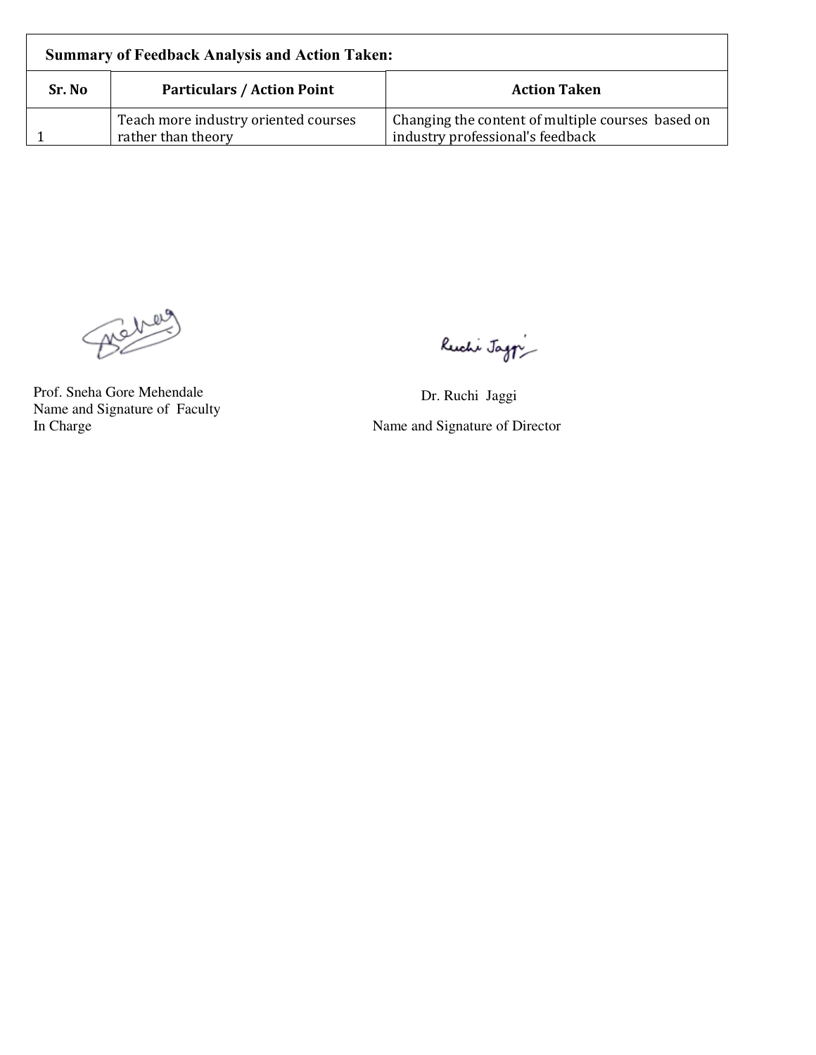**Summary of Feedback Analysis and Action Taken:**

| Sr. No | Particulars / Action Point | Action Taken |
|---|---|---|
| 1 | Teach more industry oriented courses rather than theory | Changing the content of multiple courses based on industry professional's feedback |

Prof. Sneha Gore Mehendale
Name and Signature of Faculty In Charge

Dr. Ruchi Jaggi
Name and Signature of Director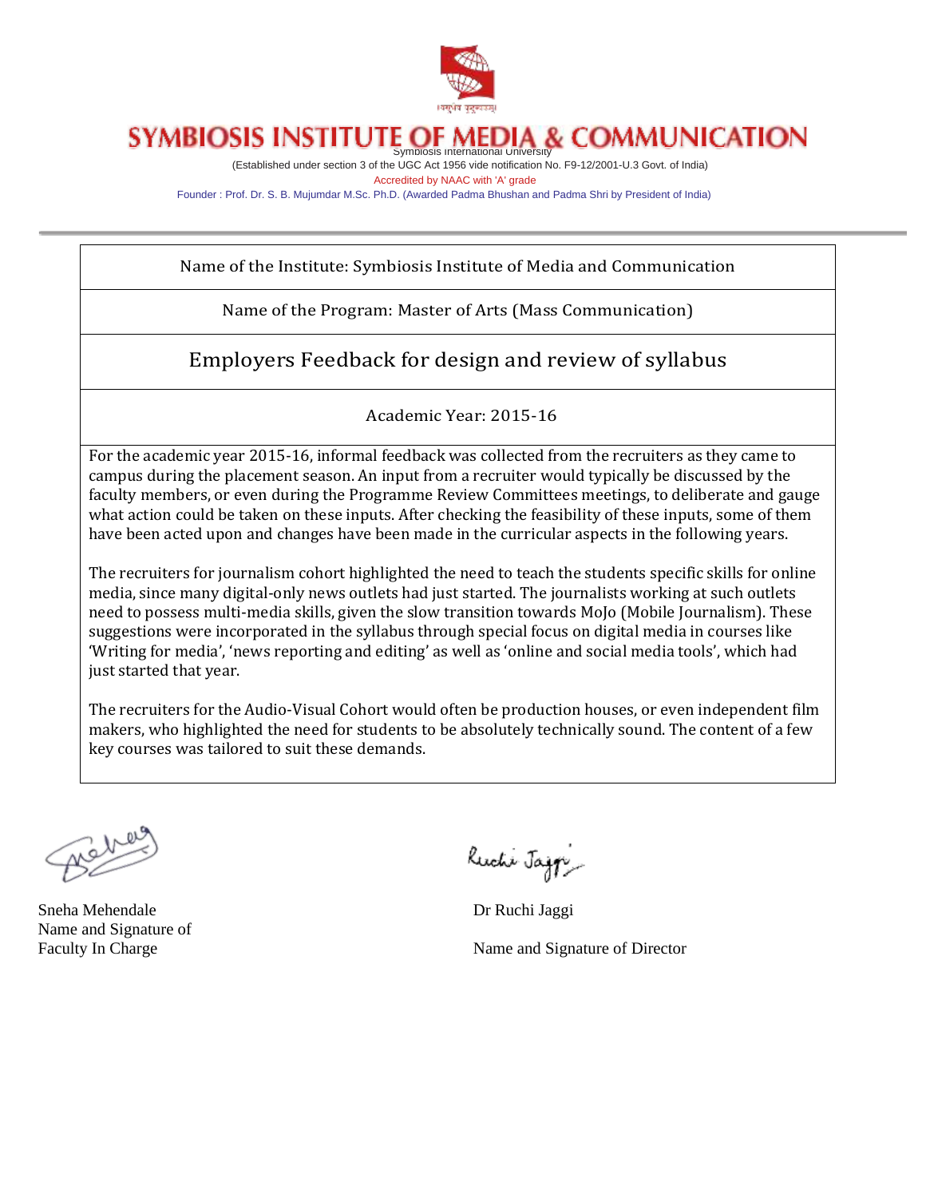# SYMBIOSIS INSTITUTE OF MEDIA & COMMUNICATION

Symbiosis International University

(Established under section 3 of the UGC Act 1956 vide notification No. F9-12/2001-U.3 Govt. of India)

Accredited by NAAC with 'A' grade

Founder : Prof. Dr. S. B. Mujumdar M.Sc. Ph.D. (Awarded Padma Bhushan and Padma Shri by President of India)

---

Name of the Institute: Symbiosis Institute of Media and Communication

Name of the Program: Master of Arts (Mass Communication)

## Employers Feedback for design and review of syllabus

Academic Year: 2015-16

For the academic year 2015-16, informal feedback was collected from the recruiters as they came to campus during the placement season. An input from a recruiter would typically be discussed by the faculty members, or even during the Programme Review Committees meetings, to deliberate and gauge what action could be taken on these inputs. After checking the feasibility of these inputs, some of them have been acted upon and changes have been made in the curricular aspects in the following years.

The recruiters for journalism cohort highlighted the need to teach the students specific skills for online media, since many digital-only news outlets had just started. The journalists working at such outlets need to possess multi-media skills, given the slow transition towards MoJo (Mobile Journalism). These suggestions were incorporated in the syllabus through special focus on digital media in courses like 'Writing for media', 'news reporting and editing' as well as 'online and social media tools', which had just started that year.

The recruiters for the Audio-Visual Cohort would often be production houses, or even independent film makers, who highlighted the need for students to be absolutely technically sound. The content of a few key courses was tailored to suit these demands.

Sneha Mehendale
Name and Signature of
Faculty In Charge

Dr Ruchi Jaggi

Name and Signature of Director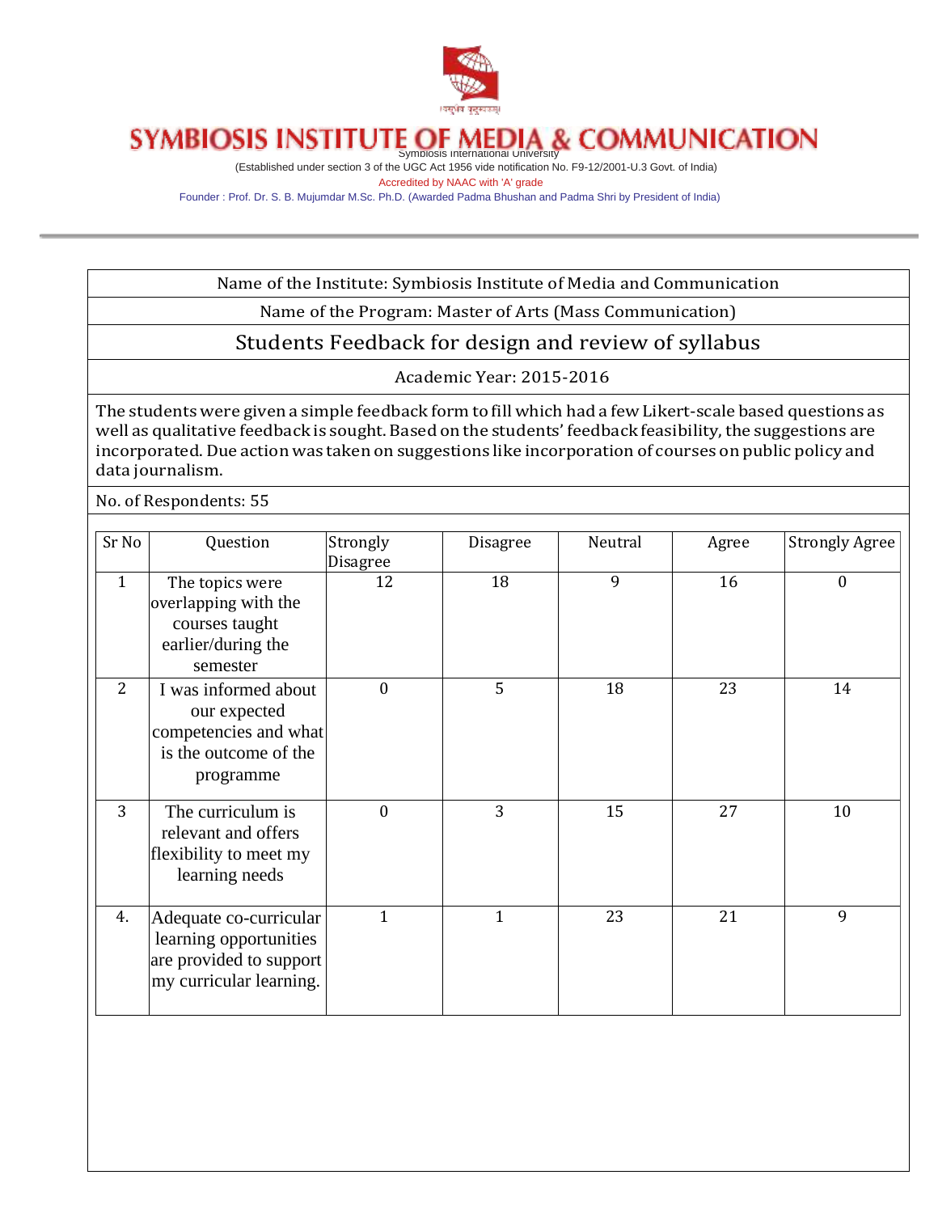# SYMBIOSIS INSTITUTE OF MEDIA & COMMUNICATION

Symbiosis International University

(Established under section 3 of the UGC Act 1956 vide notification No. F9-12/2001-U.3 Govt. of India)

Accredited by NAAC with 'A' grade

Founder : Prof. Dr. S. B. Mujumdar M.Sc. Ph.D. (Awarded Padma Bhushan and Padma Shri by President of India)

---

Name of the Institute: Symbiosis Institute of Media and Communication

Name of the Program: Master of Arts (Mass Communication)

## Students Feedback for design and review of syllabus

Academic Year: 2015-2016

The students were given a simple feedback form to fill which had a few Likert-scale based questions as well as qualitative feedback is sought. Based on the students' feedback feasibility, the suggestions are incorporated. Due action was taken on suggestions like incorporation of courses on public policy and data journalism.

No. of Respondents: 55

| Sr No | Question | Strongly Disagree | Disagree | Neutral | Agree | Strongly Agree |
|---|---|---|---|---|---|---|
| 1 | The topics were overlapping with the courses taught earlier/during the semester | 12 | 18 | 9 | 16 | 0 |
| 2 | I was informed about our expected competencies and what is the outcome of the programme | 0 | 5 | 18 | 23 | 14 |
| 3 | The curriculum is relevant and offers flexibility to meet my learning needs | 0 | 3 | 15 | 27 | 10 |
| 4. | Adequate co-curricular learning opportunities are provided to support my curricular learning. | 1 | 1 | 23 | 21 | 9 |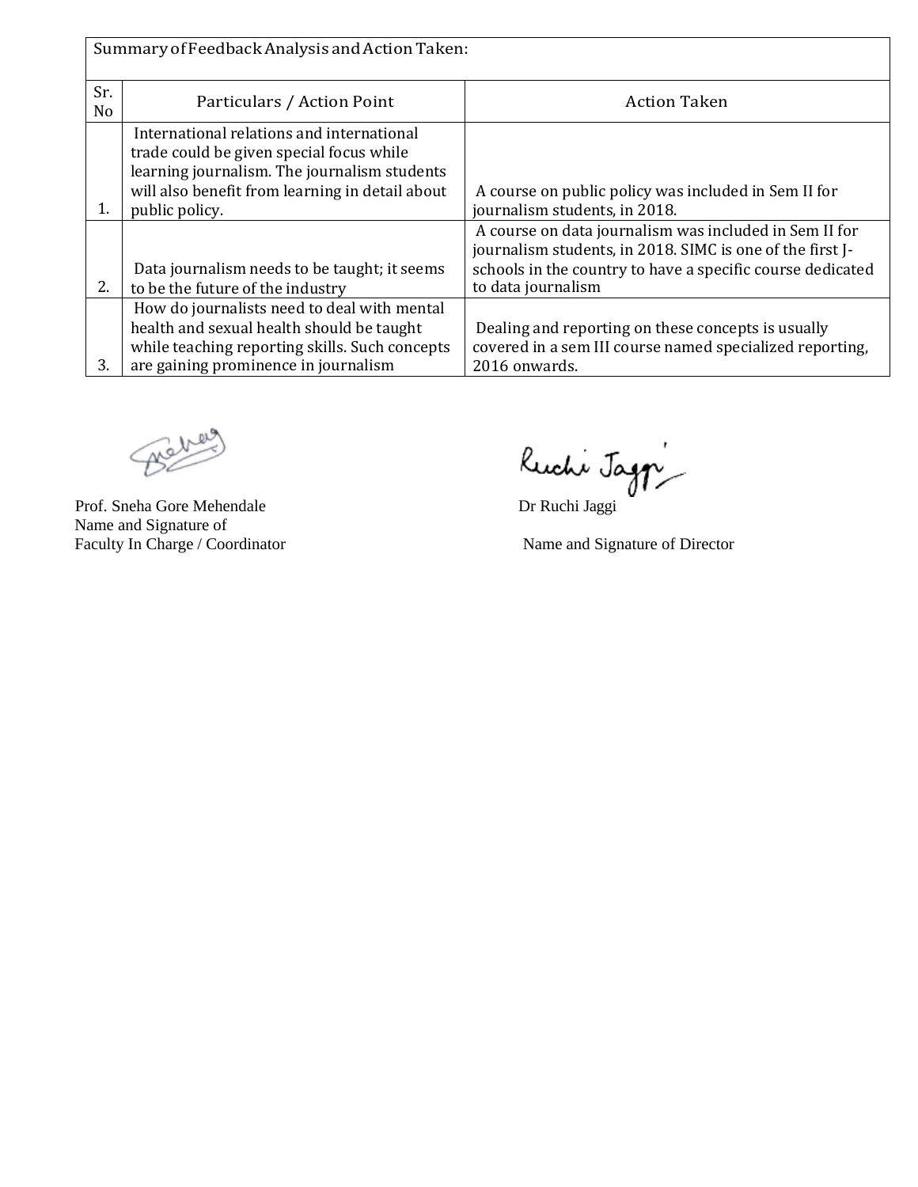| Summary of Feedback Analysis and Action Taken: | | |
|---|---|---|
| Sr. No | Particulars / Action Point | Action Taken |
| 1. | International relations and international trade could be given special focus while learning journalism. The journalism students will also benefit from learning in detail about public policy. | A course on public policy was included in Sem II for journalism students, in 2018. |
| 2. | Data journalism needs to be taught; it seems to be the future of the industry | A course on data journalism was included in Sem II for journalism students, in 2018. SIMC is one of the first J-schools in the country to have a specific course dedicated to data journalism |
| 3. | How do journalists need to deal with mental health and sexual health should be taught while teaching reporting skills. Such concepts are gaining prominence in journalism | Dealing and reporting on these concepts is usually covered in a sem III course named specialized reporting, 2016 onwards. |

Prof. Sneha Gore Mehendale
Name and Signature of
Faculty In Charge / Coordinator

Dr Ruchi Jaggi
Name and Signature of Director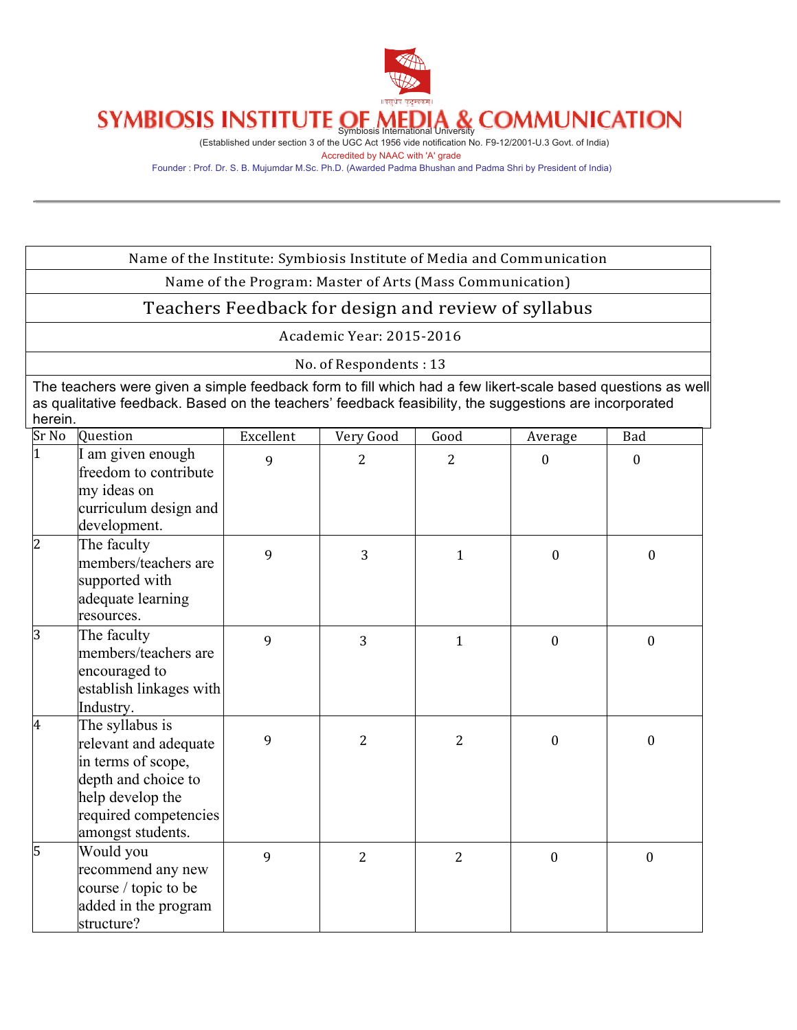# SYMBIOSIS INSTITUTE OF MEDIA & COMMUNICATION

Symbiosis International University

(Established under section 3 of the UGC Act 1956 vide notification No. F9-12/2001-U.3 Govt. of India)

Accredited by NAAC with 'A' grade

Founder : Prof. Dr. S. B. Mujumdar M.Sc. Ph.D. (Awarded Padma Bhushan and Padma Shri by President of India)

---

Name of the Institute: Symbiosis Institute of Media and Communication

Name of the Program: Master of Arts (Mass Communication)

## Teachers Feedback for design and review of syllabus

Academic Year: 2015-2016

No. of Respondents : 13

The teachers were given a simple feedback form to fill which had a few likert-scale based questions as well as qualitative feedback. Based on the teachers' feedback feasibility, the suggestions are incorporated herein.

| Sr No | Question | Excellent | Very Good | Good | Average | Bad |
|---|---|---|---|---|---|---|
| 1 | I am given enough freedom to contribute my ideas on curriculum design and development. | 9 | 2 | 2 | 0 | 0 |
| 2 | The faculty members/teachers are supported with adequate learning resources. | 9 | 3 | 1 | 0 | 0 |
| 3 | The faculty members/teachers are encouraged to establish linkages with Industry. | 9 | 3 | 1 | 0 | 0 |
| 4 | The syllabus is relevant and adequate in terms of scope, depth and choice to help develop the required competencies amongst students. | 9 | 2 | 2 | 0 | 0 |
| 5 | Would you recommend any new course / topic to be added in the program structure? | 9 | 2 | 2 | 0 | 0 |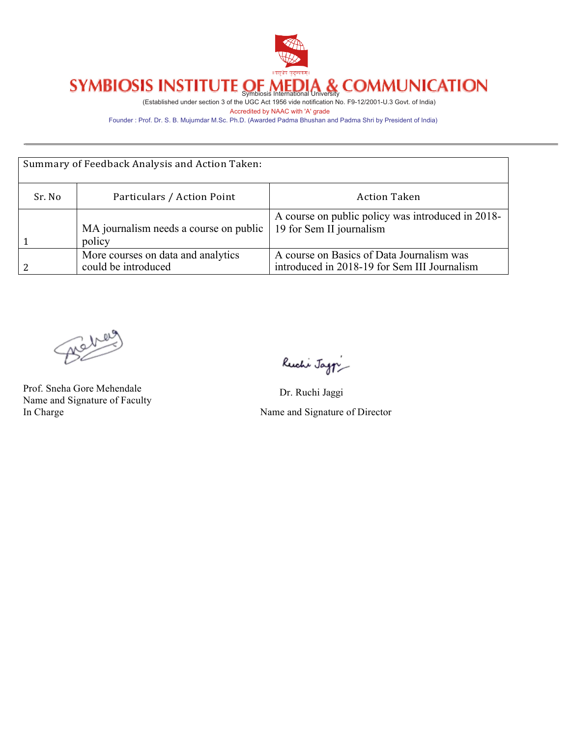# SYMBIOSIS INSTITUTE OF MEDIA & COMMUNICATION

Symbiosis International University

(Established under section 3 of the UGC Act 1956 vide notification No. F9-12/2001-U.3 Govt. of India)

Accredited by NAAC with 'A' grade

Founder : Prof. Dr. S. B. Mujumdar M.Sc. Ph.D. (Awarded Padma Bhushan and Padma Shri by President of India)

---

**Summary of Feedback Analysis and Action Taken:**

| Sr. No | Particulars / Action Point | Action Taken |
|---|---|---|
| 1 | MA journalism needs a course on public policy | A course on public policy was introduced in 2018-19 for Sem II journalism |
| 2 | More courses on data and analytics could be introduced | A course on Basics of Data Journalism was introduced in 2018-19 for Sem III Journalism |

Prof. Sneha Gore Mehendale
Name and Signature of Faculty
In Charge

Dr. Ruchi Jaggi
Name and Signature of Director